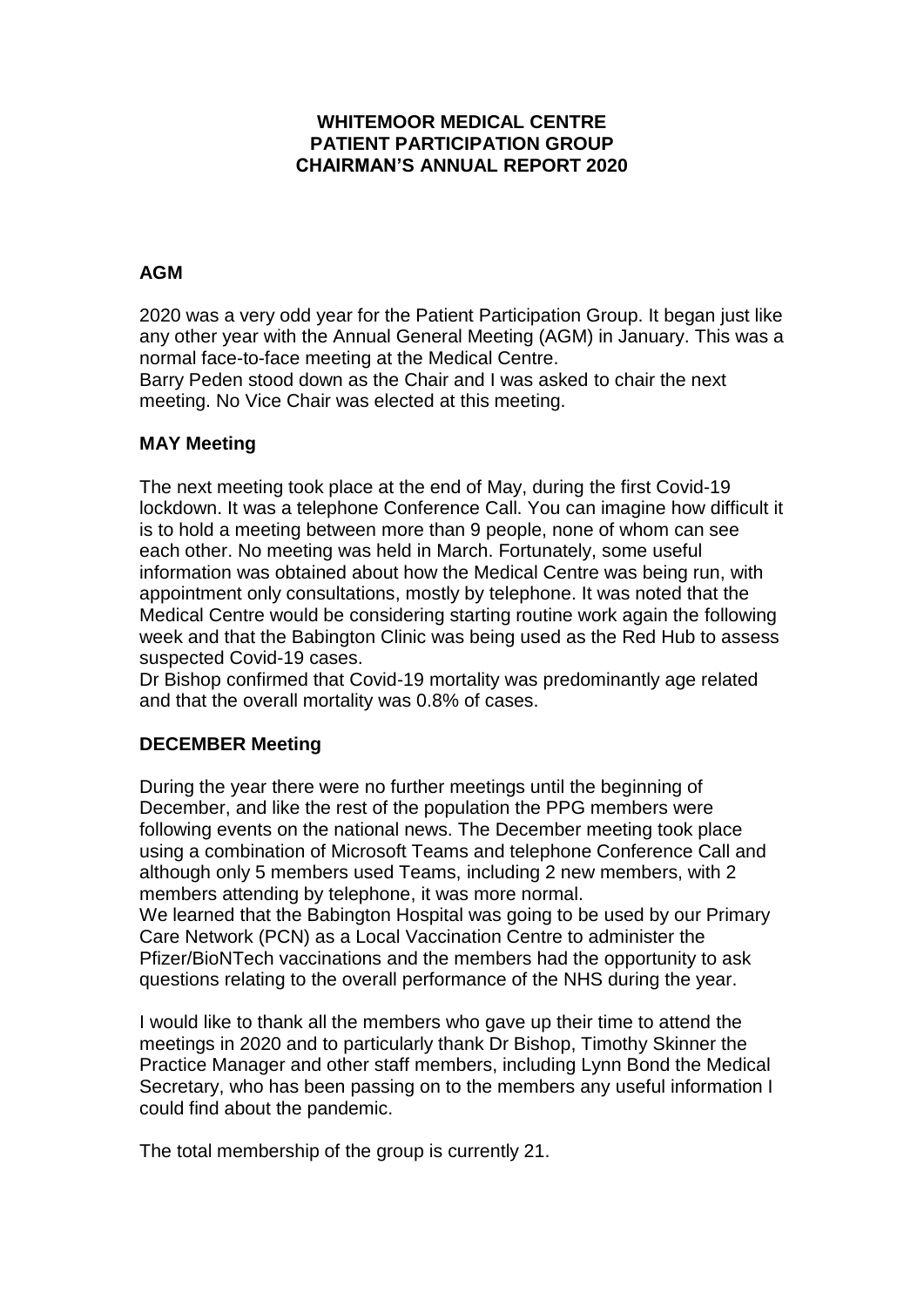# WHITEMOOR MEDICAL CENTRE
# PATIENT PARTICIPATION GROUP
# CHAIRMAN'S ANNUAL REPORT 2020

## AGM

2020 was a very odd year for the Patient Participation Group. It began just like any other year with the Annual General Meeting (AGM) in January. This was a normal face-to-face meeting at the Medical Centre.
Barry Peden stood down as the Chair and I was asked to chair the next meeting. No Vice Chair was elected at this meeting.

## MAY Meeting

The next meeting took place at the end of May, during the first Covid-19 lockdown. It was a telephone Conference Call. You can imagine how difficult it is to hold a meeting between more than 9 people, none of whom can see each other. No meeting was held in March. Fortunately, some useful information was obtained about how the Medical Centre was being run, with appointment only consultations, mostly by telephone. It was noted that the Medical Centre would be considering starting routine work again the following week and that the Babington Clinic was being used as the Red Hub to assess suspected Covid-19 cases.
Dr Bishop confirmed that Covid-19 mortality was predominantly age related and that the overall mortality was 0.8% of cases.

## DECEMBER Meeting

During the year there were no further meetings until the beginning of December, and like the rest of the population the PPG members were following events on the national news. The December meeting took place using a combination of Microsoft Teams and telephone Conference Call and although only 5 members used Teams, including 2 new members, with 2 members attending by telephone, it was more normal.
We learned that the Babington Hospital was going to be used by our Primary Care Network (PCN) as a Local Vaccination Centre to administer the Pfizer/BioNTech vaccinations and the members had the opportunity to ask questions relating to the overall performance of the NHS during the year.

I would like to thank all the members who gave up their time to attend the meetings in 2020 and to particularly thank Dr Bishop, Timothy Skinner the Practice Manager and other staff members, including Lynn Bond the Medical Secretary, who has been passing on to the members any useful information I could find about the pandemic.

The total membership of the group is currently 21.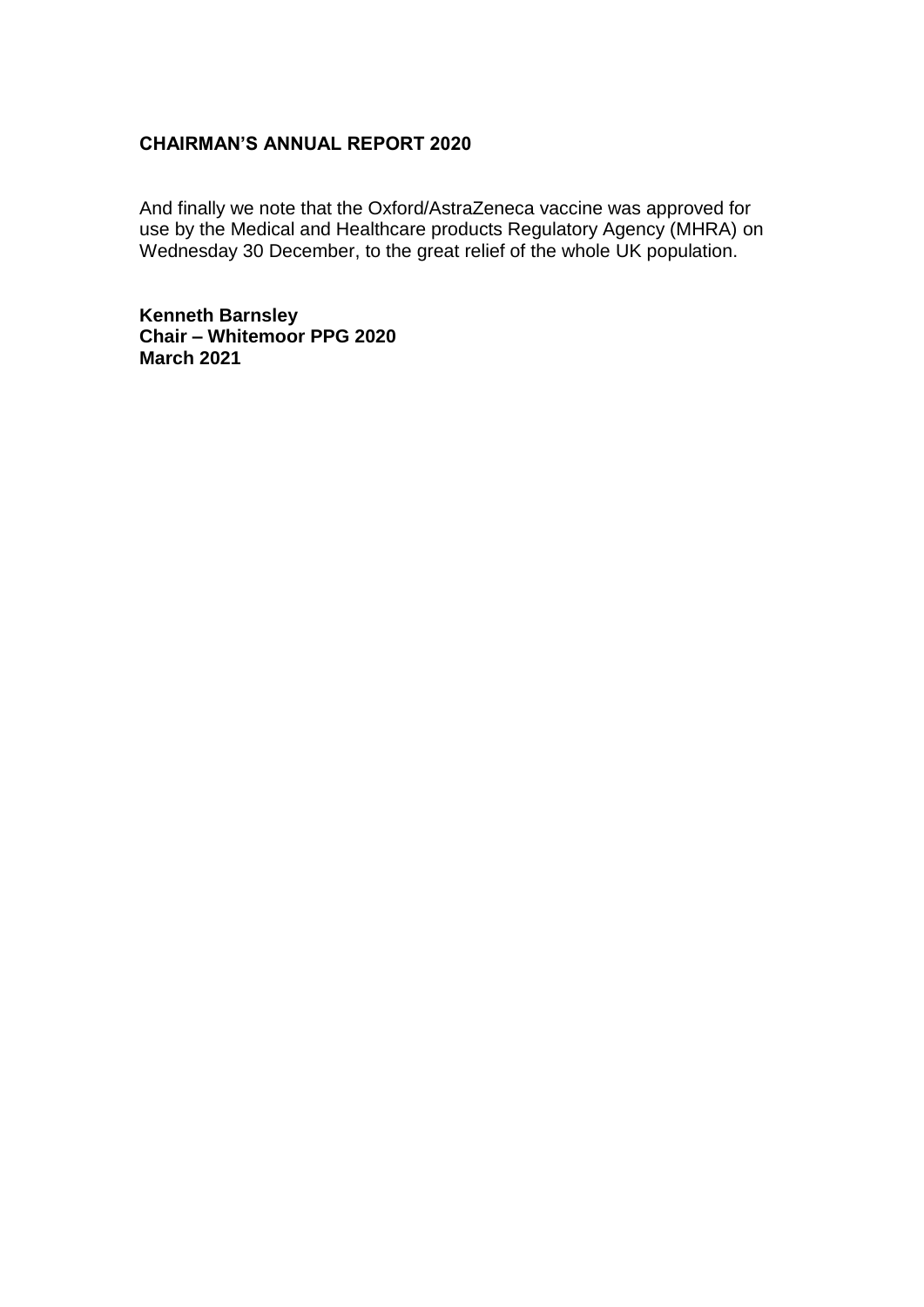**CHAIRMAN'S ANNUAL REPORT 2020**

And finally we note that the Oxford/AstraZeneca vaccine was approved for use by the Medical and Healthcare products Regulatory Agency (MHRA) on Wednesday 30 December, to the great relief of the whole UK population.

**Kenneth Barnsley**
**Chair – Whitemoor PPG 2020**
**March 2021**